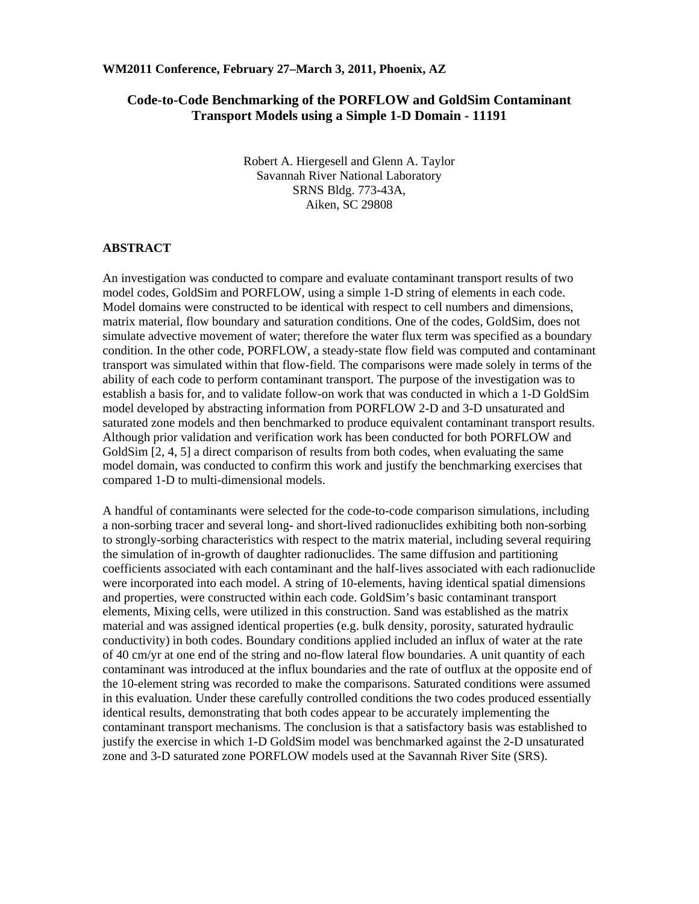WM2011 Conference, February 27–March 3, 2011, Phoenix, AZ

# Code-to-Code Benchmarking of the PORFLOW and GoldSim Contaminant Transport Models using a Simple 1-D Domain - 11191

Robert A. Hiergesell and Glenn A. Taylor
Savannah River National Laboratory
SRNS Bldg. 773-43A,
Aiken, SC 29808

## ABSTRACT

An investigation was conducted to compare and evaluate contaminant transport results of two model codes, GoldSim and PORFLOW, using a simple 1-D string of elements in each code. Model domains were constructed to be identical with respect to cell numbers and dimensions, matrix material, flow boundary and saturation conditions. One of the codes, GoldSim, does not simulate advective movement of water; therefore the water flux term was specified as a boundary condition. In the other code, PORFLOW, a steady-state flow field was computed and contaminant transport was simulated within that flow-field. The comparisons were made solely in terms of the ability of each code to perform contaminant transport. The purpose of the investigation was to establish a basis for, and to validate follow-on work that was conducted in which a 1-D GoldSim model developed by abstracting information from PORFLOW 2-D and 3-D unsaturated and saturated zone models and then benchmarked to produce equivalent contaminant transport results. Although prior validation and verification work has been conducted for both PORFLOW and GoldSim [2, 4, 5] a direct comparison of results from both codes, when evaluating the same model domain, was conducted to confirm this work and justify the benchmarking exercises that compared 1-D to multi-dimensional models.

A handful of contaminants were selected for the code-to-code comparison simulations, including a non-sorbing tracer and several long- and short-lived radionuclides exhibiting both non-sorbing to strongly-sorbing characteristics with respect to the matrix material, including several requiring the simulation of in-growth of daughter radionuclides. The same diffusion and partitioning coefficients associated with each contaminant and the half-lives associated with each radionuclide were incorporated into each model. A string of 10-elements, having identical spatial dimensions and properties, were constructed within each code. GoldSim's basic contaminant transport elements, Mixing cells, were utilized in this construction. Sand was established as the matrix material and was assigned identical properties (e.g. bulk density, porosity, saturated hydraulic conductivity) in both codes. Boundary conditions applied included an influx of water at the rate of 40 cm/yr at one end of the string and no-flow lateral flow boundaries. A unit quantity of each contaminant was introduced at the influx boundaries and the rate of outflux at the opposite end of the 10-element string was recorded to make the comparisons. Saturated conditions were assumed in this evaluation. Under these carefully controlled conditions the two codes produced essentially identical results, demonstrating that both codes appear to be accurately implementing the contaminant transport mechanisms. The conclusion is that a satisfactory basis was established to justify the exercise in which 1-D GoldSim model was benchmarked against the 2-D unsaturated zone and 3-D saturated zone PORFLOW models used at the Savannah River Site (SRS).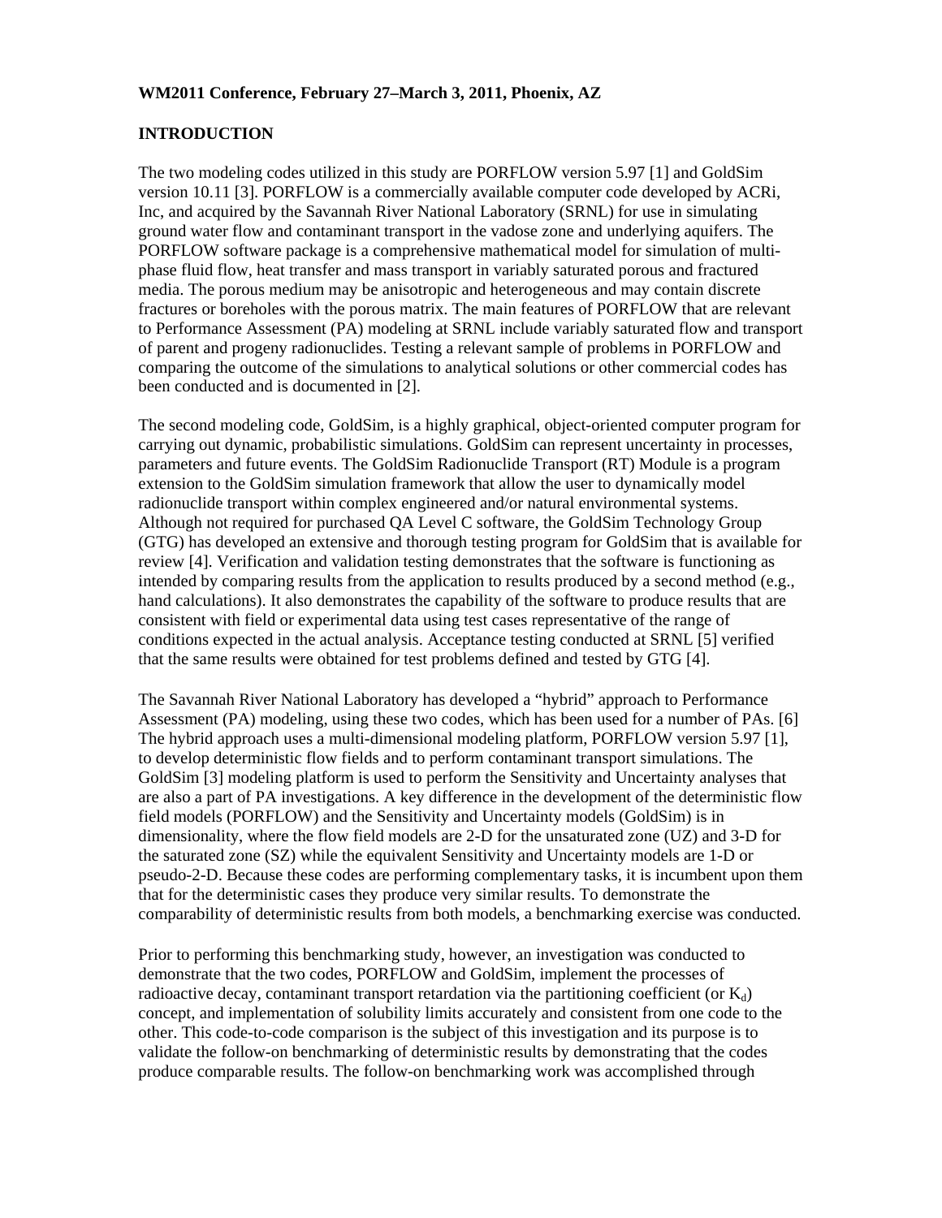## INTRODUCTION

The two modeling codes utilized in this study are PORFLOW version 5.97 [1] and GoldSim version 10.11 [3]. PORFLOW is a commercially available computer code developed by ACRi, Inc, and acquired by the Savannah River National Laboratory (SRNL) for use in simulating ground water flow and contaminant transport in the vadose zone and underlying aquifers. The PORFLOW software package is a comprehensive mathematical model for simulation of multi-phase fluid flow, heat transfer and mass transport in variably saturated porous and fractured media. The porous medium may be anisotropic and heterogeneous and may contain discrete fractures or boreholes with the porous matrix. The main features of PORFLOW that are relevant to Performance Assessment (PA) modeling at SRNL include variably saturated flow and transport of parent and progeny radionuclides. Testing a relevant sample of problems in PORFLOW and comparing the outcome of the simulations to analytical solutions or other commercial codes has been conducted and is documented in [2].

The second modeling code, GoldSim, is a highly graphical, object-oriented computer program for carrying out dynamic, probabilistic simulations. GoldSim can represent uncertainty in processes, parameters and future events. The GoldSim Radionuclide Transport (RT) Module is a program extension to the GoldSim simulation framework that allow the user to dynamically model radionuclide transport within complex engineered and/or natural environmental systems. Although not required for purchased QA Level C software, the GoldSim Technology Group (GTG) has developed an extensive and thorough testing program for GoldSim that is available for review [4]. Verification and validation testing demonstrates that the software is functioning as intended by comparing results from the application to results produced by a second method (e.g., hand calculations). It also demonstrates the capability of the software to produce results that are consistent with field or experimental data using test cases representative of the range of conditions expected in the actual analysis. Acceptance testing conducted at SRNL [5] verified that the same results were obtained for test problems defined and tested by GTG [4].

The Savannah River National Laboratory has developed a "hybrid" approach to Performance Assessment (PA) modeling, using these two codes, which has been used for a number of PAs. [6] The hybrid approach uses a multi-dimensional modeling platform, PORFLOW version 5.97 [1], to develop deterministic flow fields and to perform contaminant transport simulations. The GoldSim [3] modeling platform is used to perform the Sensitivity and Uncertainty analyses that are also a part of PA investigations. A key difference in the development of the deterministic flow field models (PORFLOW) and the Sensitivity and Uncertainty models (GoldSim) is in dimensionality, where the flow field models are 2-D for the unsaturated zone (UZ) and 3-D for the saturated zone (SZ) while the equivalent Sensitivity and Uncertainty models are 1-D or pseudo-2-D. Because these codes are performing complementary tasks, it is incumbent upon them that for the deterministic cases they produce very similar results. To demonstrate the comparability of deterministic results from both models, a benchmarking exercise was conducted.

Prior to performing this benchmarking study, however, an investigation was conducted to demonstrate that the two codes, PORFLOW and GoldSim, implement the processes of radioactive decay, contaminant transport retardation via the partitioning coefficient (or $K_d$) concept, and implementation of solubility limits accurately and consistent from one code to the other. This code-to-code comparison is the subject of this investigation and its purpose is to validate the follow-on benchmarking of deterministic results by demonstrating that the codes produce comparable results. The follow-on benchmarking work was accomplished through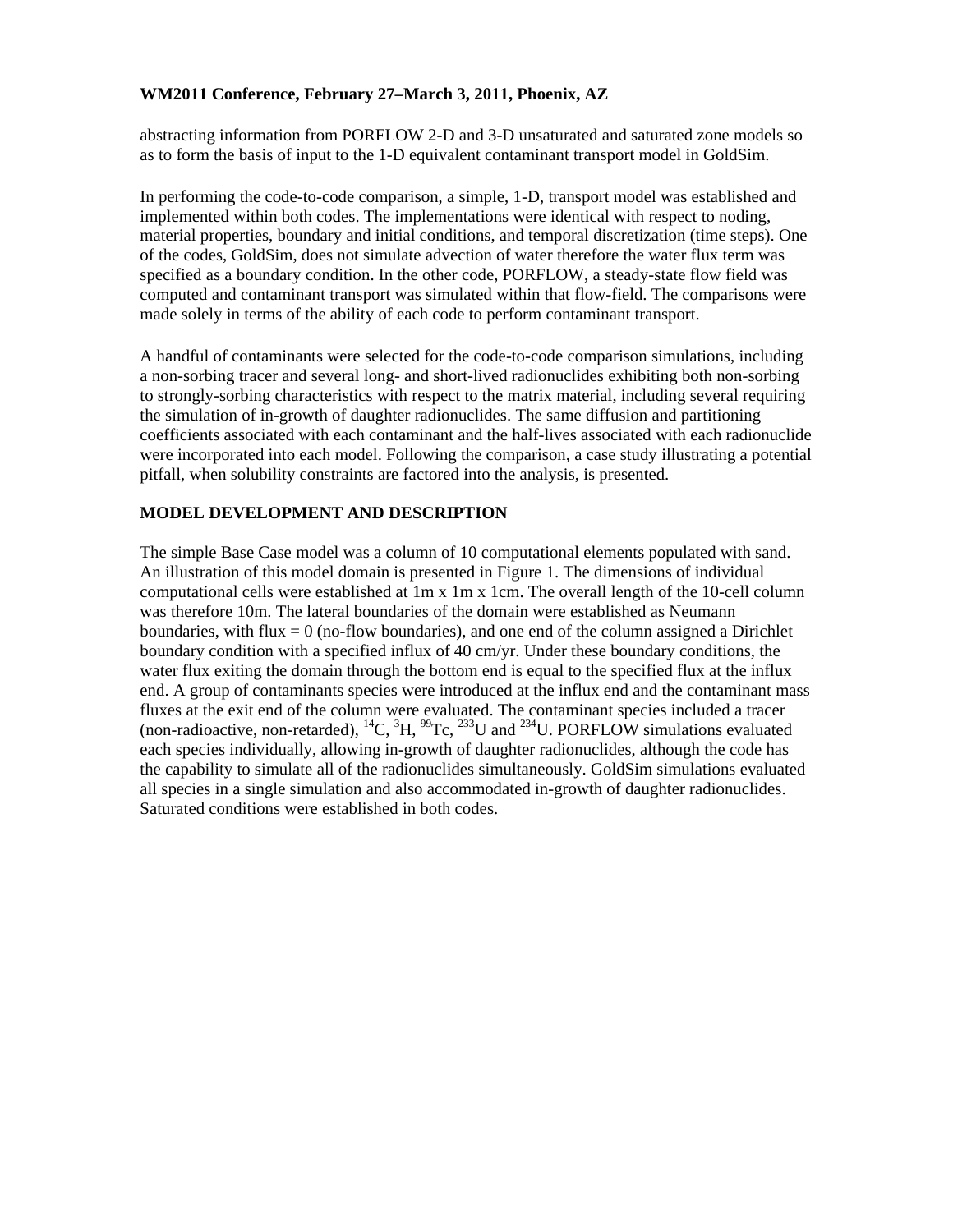abstracting information from PORFLOW 2-D and 3-D unsaturated and saturated zone models so as to form the basis of input to the 1-D equivalent contaminant transport model in GoldSim.

In performing the code-to-code comparison, a simple, 1-D, transport model was established and implemented within both codes. The implementations were identical with respect to noding, material properties, boundary and initial conditions, and temporal discretization (time steps). One of the codes, GoldSim, does not simulate advection of water therefore the water flux term was specified as a boundary condition. In the other code, PORFLOW, a steady-state flow field was computed and contaminant transport was simulated within that flow-field. The comparisons were made solely in terms of the ability of each code to perform contaminant transport.

A handful of contaminants were selected for the code-to-code comparison simulations, including a non-sorbing tracer and several long- and short-lived radionuclides exhibiting both non-sorbing to strongly-sorbing characteristics with respect to the matrix material, including several requiring the simulation of in-growth of daughter radionuclides. The same diffusion and partitioning coefficients associated with each contaminant and the half-lives associated with each radionuclide were incorporated into each model. Following the comparison, a case study illustrating a potential pitfall, when solubility constraints are factored into the analysis, is presented.

## MODEL DEVELOPMENT AND DESCRIPTION

The simple Base Case model was a column of 10 computational elements populated with sand. An illustration of this model domain is presented in Figure 1. The dimensions of individual computational cells were established at 1m x 1m x 1cm. The overall length of the 10-cell column was therefore 10m. The lateral boundaries of the domain were established as Neumann boundaries, with flux = 0 (no-flow boundaries), and one end of the column assigned a Dirichlet boundary condition with a specified influx of 40 cm/yr. Under these boundary conditions, the water flux exiting the domain through the bottom end is equal to the specified flux at the influx end. A group of contaminants species were introduced at the influx end and the contaminant mass fluxes at the exit end of the column were evaluated. The contaminant species included a tracer (non-radioactive, non-retarded), $^{14}C$, $^{3}H$, $^{99}Tc$, $^{233}U$ and $^{234}U$. PORFLOW simulations evaluated each species individually, allowing in-growth of daughter radionuclides, although the code has the capability to simulate all of the radionuclides simultaneously. GoldSim simulations evaluated all species in a single simulation and also accommodated in-growth of daughter radionuclides. Saturated conditions were established in both codes.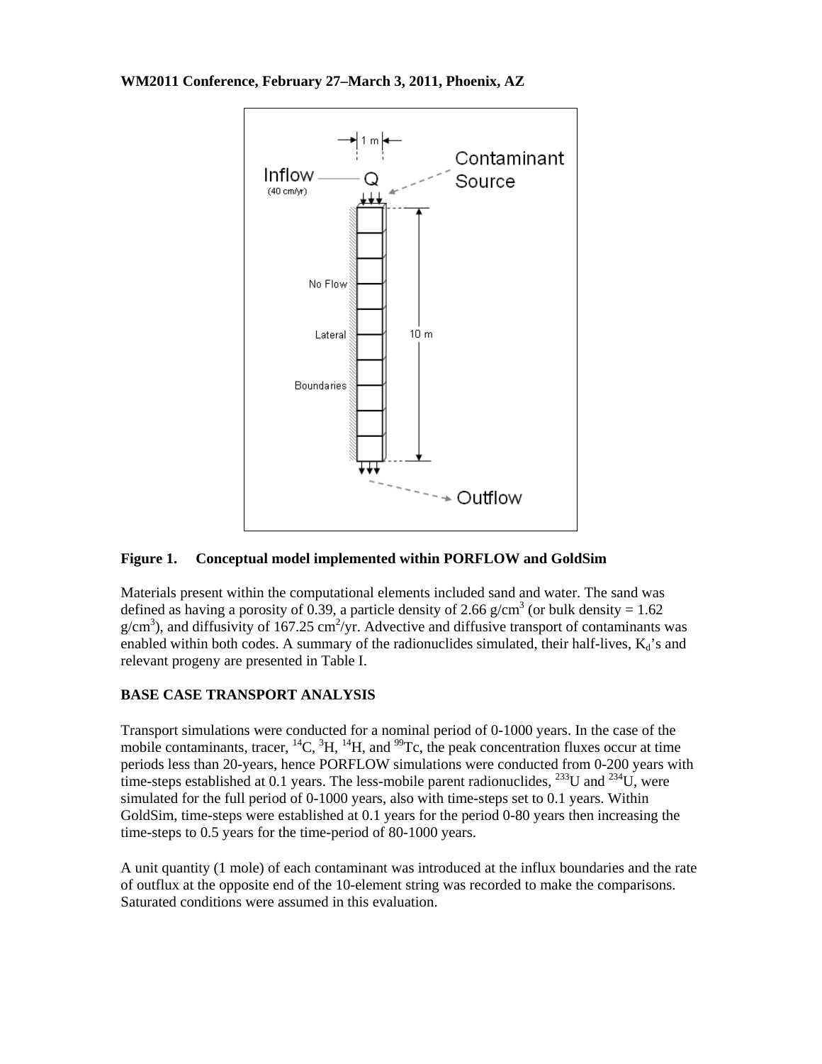**Figure 1. Conceptual model implemented within PORFLOW and GoldSim**

Materials present within the computational elements included sand and water. The sand was defined as having a porosity of 0.39, a particle density of 2.66 g/cm$^3$ (or bulk density = 1.62 g/cm$^3$), and diffusivity of 167.25 cm$^2$/yr. Advective and diffusive transport of contaminants was enabled within both codes. A summary of the radionuclides simulated, their half-lives, $K_d$'s and relevant progeny are presented in Table I.

## BASE CASE TRANSPORT ANALYSIS

Transport simulations were conducted for a nominal period of 0-1000 years. In the case of the mobile contaminants, tracer, $^{14}C$, $^{3}H$, $^{14}H$, and $^{99}Tc$, the peak concentration fluxes occur at time periods less than 20-years, hence PORFLOW simulations were conducted from 0-200 years with time-steps established at 0.1 years. The less-mobile parent radionuclides, $^{233}U$ and $^{234}U$, were simulated for the full period of 0-1000 years, also with time-steps set to 0.1 years. Within GoldSim, time-steps were established at 0.1 years for the period 0-80 years then increasing the time-steps to 0.5 years for the time-period of 80-1000 years.

A unit quantity (1 mole) of each contaminant was introduced at the influx boundaries and the rate of outflux at the opposite end of the 10-element string was recorded to make the comparisons. Saturated conditions were assumed in this evaluation.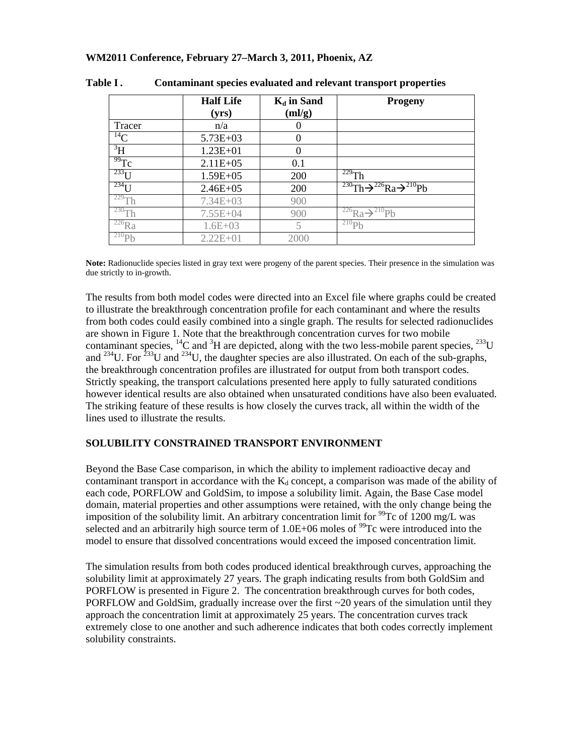**Table I . Contaminant species evaluated and relevant transport properties**

| | Half Life (yrs) | $K_d$ in Sand (ml/g) | Progeny |
|---|---|---|---|
| Tracer | n/a | 0 | |
| $^{14}C$ | 5.73E+03 | 0 | |
| $^{3}H$ | 1.23E+01 | 0 | |
| $^{99}Tc$ | 2.11E+05 | 0.1 | |
| $^{233}U$ | 1.59E+05 | 200 | $^{229}Th$ |
| $^{234}U$ | 2.46E+05 | 200 | $^{230}Th \rightarrow ^{226}Ra \rightarrow ^{210}Pb$ |
| $^{229}Th$ | 7.34E+03 | 900 | |
| $^{230}Th$ | 7.55E+04 | 900 | $^{226}Ra \rightarrow ^{210}Pb$ |
| $^{226}Ra$ | 1.6E+03 | 5 | $^{210}Pb$ |
| $^{210}Pb$ | 2.22E+01 | 2000 | |

**Note:** Radionuclide species listed in gray text were progeny of the parent species. Their presence in the simulation was due strictly to in-growth.

The results from both model codes were directed into an Excel file where graphs could be created to illustrate the breakthrough concentration profile for each contaminant and where the results from both codes could easily combined into a single graph. The results for selected radionuclides are shown in Figure 1. Note that the breakthrough concentration curves for two mobile contaminant species, $^{14}C$ and $^{3}H$ are depicted, along with the two less-mobile parent species, $^{233}U$ and $^{234}U$. For $^{233}U$ and $^{234}U$, the daughter species are also illustrated. On each of the sub-graphs, the breakthrough concentration profiles are illustrated for output from both transport codes. Strictly speaking, the transport calculations presented here apply to fully saturated conditions however identical results are also obtained when unsaturated conditions have also been evaluated. The striking feature of these results is how closely the curves track, all within the width of the lines used to illustrate the results.

## SOLUBILITY CONSTRAINED TRANSPORT ENVIRONMENT

Beyond the Base Case comparison, in which the ability to implement radioactive decay and contaminant transport in accordance with the $K_d$ concept, a comparison was made of the ability of each code, PORFLOW and GoldSim, to impose a solubility limit. Again, the Base Case model domain, material properties and other assumptions were retained, with the only change being the imposition of the solubility limit. An arbitrary concentration limit for $^{99}Tc$ of 1200 mg/L was selected and an arbitrarily high source term of 1.0E+06 moles of $^{99}Tc$ were introduced into the model to ensure that dissolved concentrations would exceed the imposed concentration limit.

The simulation results from both codes produced identical breakthrough curves, approaching the solubility limit at approximately 27 years. The graph indicating results from both GoldSim and PORFLOW is presented in Figure 2. The concentration breakthrough curves for both codes, PORFLOW and GoldSim, gradually increase over the first ~20 years of the simulation until they approach the concentration limit at approximately 25 years. The concentration curves track extremely close to one another and such adherence indicates that both codes correctly implement solubility constraints.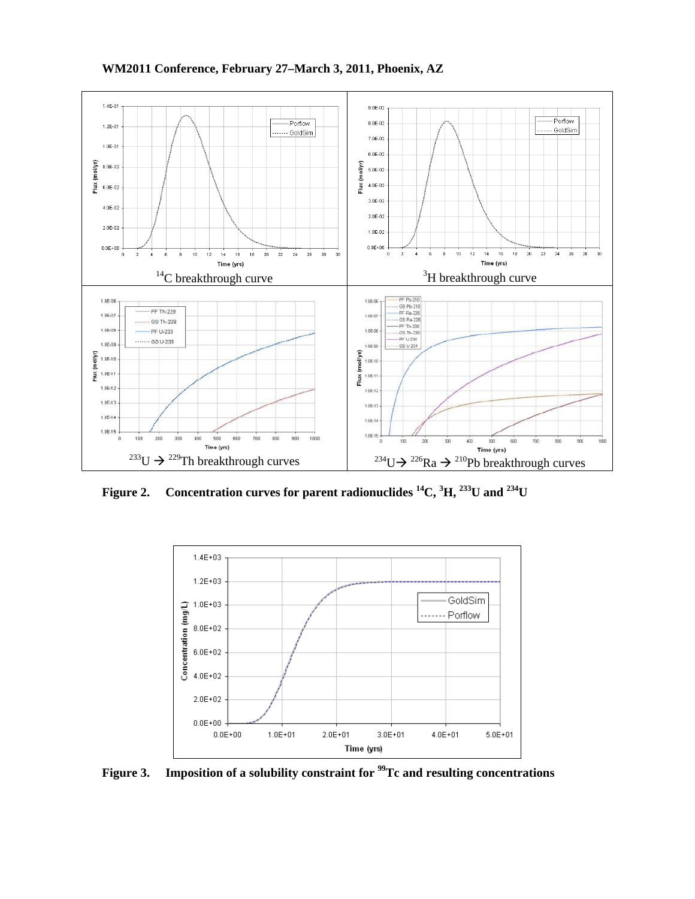$^{14}C$ breakthrough curve

$^{3}H$ breakthrough curve

$^{233}U \rightarrow ^{229}Th$ breakthrough curves

$^{234}U \rightarrow ^{226}Ra \rightarrow ^{210}Pb$ breakthrough curves

**Figure 2. Concentration curves for parent radionuclides $^{14}C$, $^{3}H$, $^{233}U$ and $^{234}U$**

**Figure 3. Imposition of a solubility constraint for $^{99}Tc$ and resulting concentrations**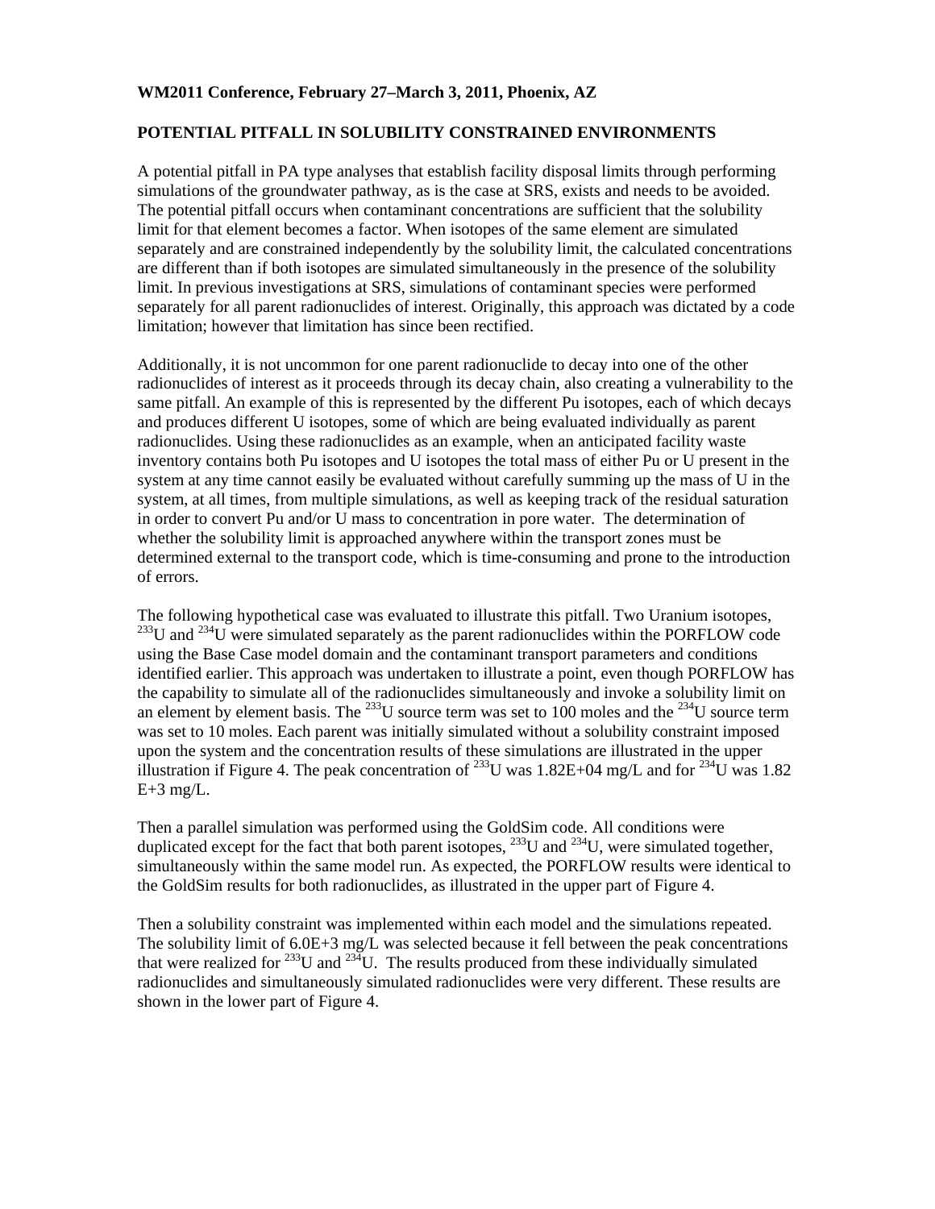## POTENTIAL PITFALL IN SOLUBILITY CONSTRAINED ENVIRONMENTS

A potential pitfall in PA type analyses that establish facility disposal limits through performing simulations of the groundwater pathway, as is the case at SRS, exists and needs to be avoided. The potential pitfall occurs when contaminant concentrations are sufficient that the solubility limit for that element becomes a factor. When isotopes of the same element are simulated separately and are constrained independently by the solubility limit, the calculated concentrations are different than if both isotopes are simulated simultaneously in the presence of the solubility limit. In previous investigations at SRS, simulations of contaminant species were performed separately for all parent radionuclides of interest. Originally, this approach was dictated by a code limitation; however that limitation has since been rectified.

Additionally, it is not uncommon for one parent radionuclide to decay into one of the other radionuclides of interest as it proceeds through its decay chain, also creating a vulnerability to the same pitfall. An example of this is represented by the different Pu isotopes, each of which decays and produces different U isotopes, some of which are being evaluated individually as parent radionuclides. Using these radionuclides as an example, when an anticipated facility waste inventory contains both Pu isotopes and U isotopes the total mass of either Pu or U present in the system at any time cannot easily be evaluated without carefully summing up the mass of U in the system, at all times, from multiple simulations, as well as keeping track of the residual saturation in order to convert Pu and/or U mass to concentration in pore water. The determination of whether the solubility limit is approached anywhere within the transport zones must be determined external to the transport code, which is time-consuming and prone to the introduction of errors.

The following hypothetical case was evaluated to illustrate this pitfall. Two Uranium isotopes, $^{233}U$ and $^{234}U$ were simulated separately as the parent radionuclides within the PORFLOW code using the Base Case model domain and the contaminant transport parameters and conditions identified earlier. This approach was undertaken to illustrate a point, even though PORFLOW has the capability to simulate all of the radionuclides simultaneously and invoke a solubility limit on an element by element basis. The $^{233}U$ source term was set to 100 moles and the $^{234}U$ source term was set to 10 moles. Each parent was initially simulated without a solubility constraint imposed upon the system and the concentration results of these simulations are illustrated in the upper illustration if Figure 4. The peak concentration of $^{233}U$ was 1.82E+04 mg/L and for $^{234}U$ was 1.82 E+3 mg/L.

Then a parallel simulation was performed using the GoldSim code. All conditions were duplicated except for the fact that both parent isotopes, $^{233}U$ and $^{234}U$, were simulated together, simultaneously within the same model run. As expected, the PORFLOW results were identical to the GoldSim results for both radionuclides, as illustrated in the upper part of Figure 4.

Then a solubility constraint was implemented within each model and the simulations repeated. The solubility limit of 6.0E+3 mg/L was selected because it fell between the peak concentrations that were realized for $^{233}U$ and $^{234}U$. The results produced from these individually simulated radionuclides and simultaneously simulated radionuclides were very different. These results are shown in the lower part of Figure 4.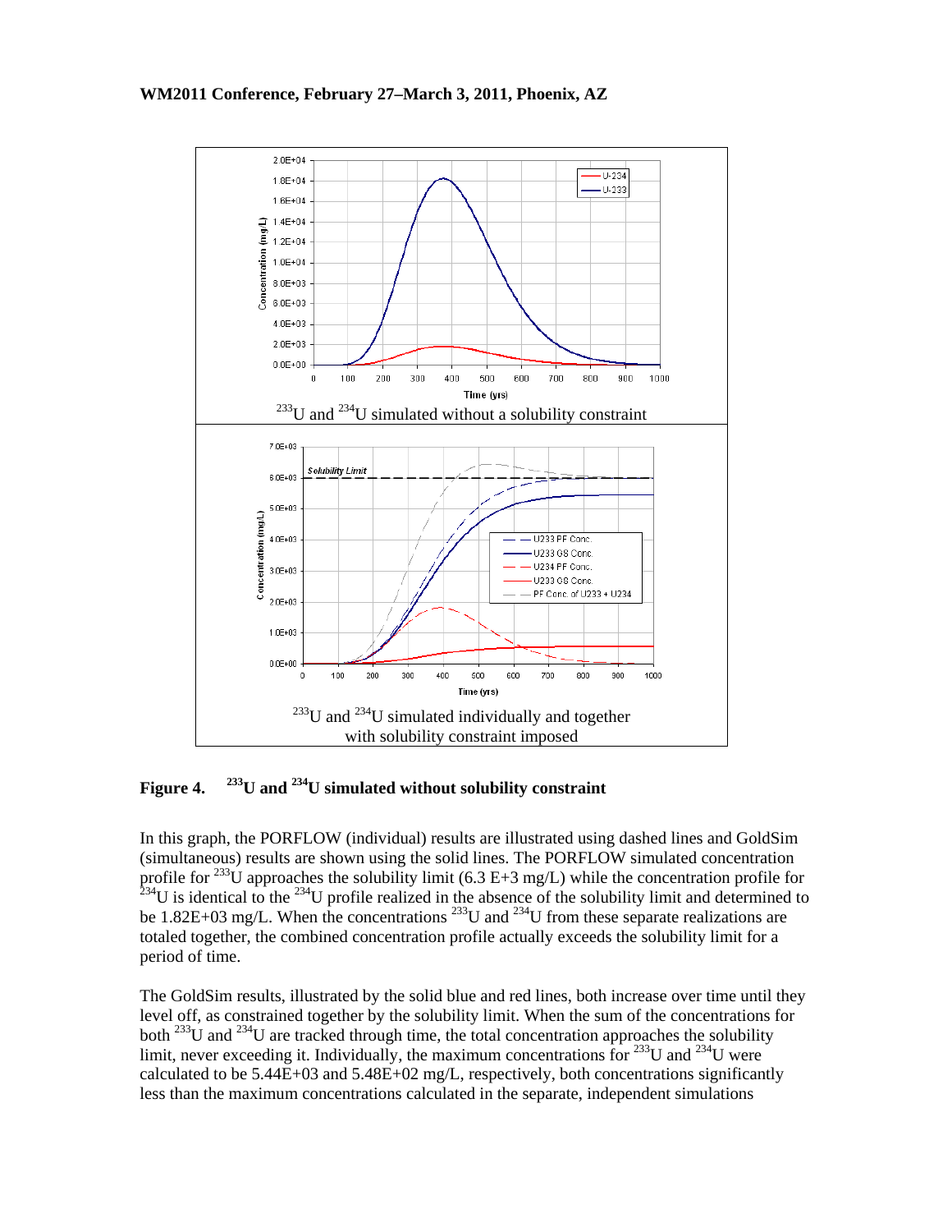$^{233}U$ and $^{234}U$ simulated without a solubility constraint

$^{233}U$ and $^{234}U$ simulated individually and together with solubility constraint imposed

**Figure 4. $^{233}U$ and $^{234}U$ simulated without solubility constraint**

In this graph, the PORFLOW (individual) results are illustrated using dashed lines and GoldSim (simultaneous) results are shown using the solid lines. The PORFLOW simulated concentration profile for $^{233}U$ approaches the solubility limit (6.3 E+3 mg/L) while the concentration profile for $^{234}U$ is identical to the $^{234}U$ profile realized in the absence of the solubility limit and determined to be 1.82E+03 mg/L. When the concentrations $^{233}U$ and $^{234}U$ from these separate realizations are totaled together, the combined concentration profile actually exceeds the solubility limit for a period of time.

The GoldSim results, illustrated by the solid blue and red lines, both increase over time until they level off, as constrained together by the solubility limit. When the sum of the concentrations for both $^{233}U$ and $^{234}U$ are tracked through time, the total concentration approaches the solubility limit, never exceeding it. Individually, the maximum concentrations for $^{233}U$ and $^{234}U$ were calculated to be 5.44E+03 and 5.48E+02 mg/L, respectively, both concentrations significantly less than the maximum concentrations calculated in the separate, independent simulations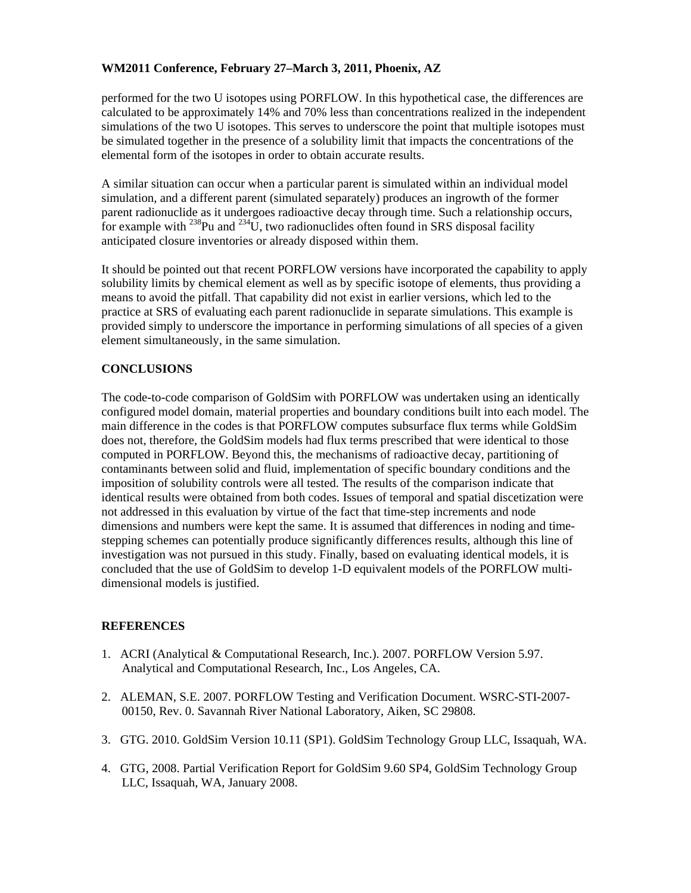performed for the two U isotopes using PORFLOW. In this hypothetical case, the differences are calculated to be approximately 14% and 70% less than concentrations realized in the independent simulations of the two U isotopes. This serves to underscore the point that multiple isotopes must be simulated together in the presence of a solubility limit that impacts the concentrations of the elemental form of the isotopes in order to obtain accurate results.

A similar situation can occur when a particular parent is simulated within an individual model simulation, and a different parent (simulated separately) produces an ingrowth of the former parent radionuclide as it undergoes radioactive decay through time. Such a relationship occurs, for example with $^{238}$Pu and $^{234}$U, two radionuclides often found in SRS disposal facility anticipated closure inventories or already disposed within them.

It should be pointed out that recent PORFLOW versions have incorporated the capability to apply solubility limits by chemical element as well as by specific isotope of elements, thus providing a means to avoid the pitfall. That capability did not exist in earlier versions, which led to the practice at SRS of evaluating each parent radionuclide in separate simulations. This example is provided simply to underscore the importance in performing simulations of all species of a given element simultaneously, in the same simulation.

## CONCLUSIONS

The code-to-code comparison of GoldSim with PORFLOW was undertaken using an identically configured model domain, material properties and boundary conditions built into each model. The main difference in the codes is that PORFLOW computes subsurface flux terms while GoldSim does not, therefore, the GoldSim models had flux terms prescribed that were identical to those computed in PORFLOW. Beyond this, the mechanisms of radioactive decay, partitioning of contaminants between solid and fluid, implementation of specific boundary conditions and the imposition of solubility controls were all tested. The results of the comparison indicate that identical results were obtained from both codes. Issues of temporal and spatial discetization were not addressed in this evaluation by virtue of the fact that time-step increments and node dimensions and numbers were kept the same. It is assumed that differences in noding and time-stepping schemes can potentially produce significantly differences results, although this line of investigation was not pursued in this study. Finally, based on evaluating identical models, it is concluded that the use of GoldSim to develop 1-D equivalent models of the PORFLOW multi-dimensional models is justified.

## REFERENCES

1. ACRI (Analytical & Computational Research, Inc.). 2007. PORFLOW Version 5.97. Analytical and Computational Research, Inc., Los Angeles, CA.

2. ALEMAN, S.E. 2007. PORFLOW Testing and Verification Document. WSRC-STI-2007-00150, Rev. 0. Savannah River National Laboratory, Aiken, SC 29808.

3. GTG. 2010. GoldSim Version 10.11 (SP1). GoldSim Technology Group LLC, Issaquah, WA.

4. GTG, 2008. Partial Verification Report for GoldSim 9.60 SP4, GoldSim Technology Group LLC, Issaquah, WA, January 2008.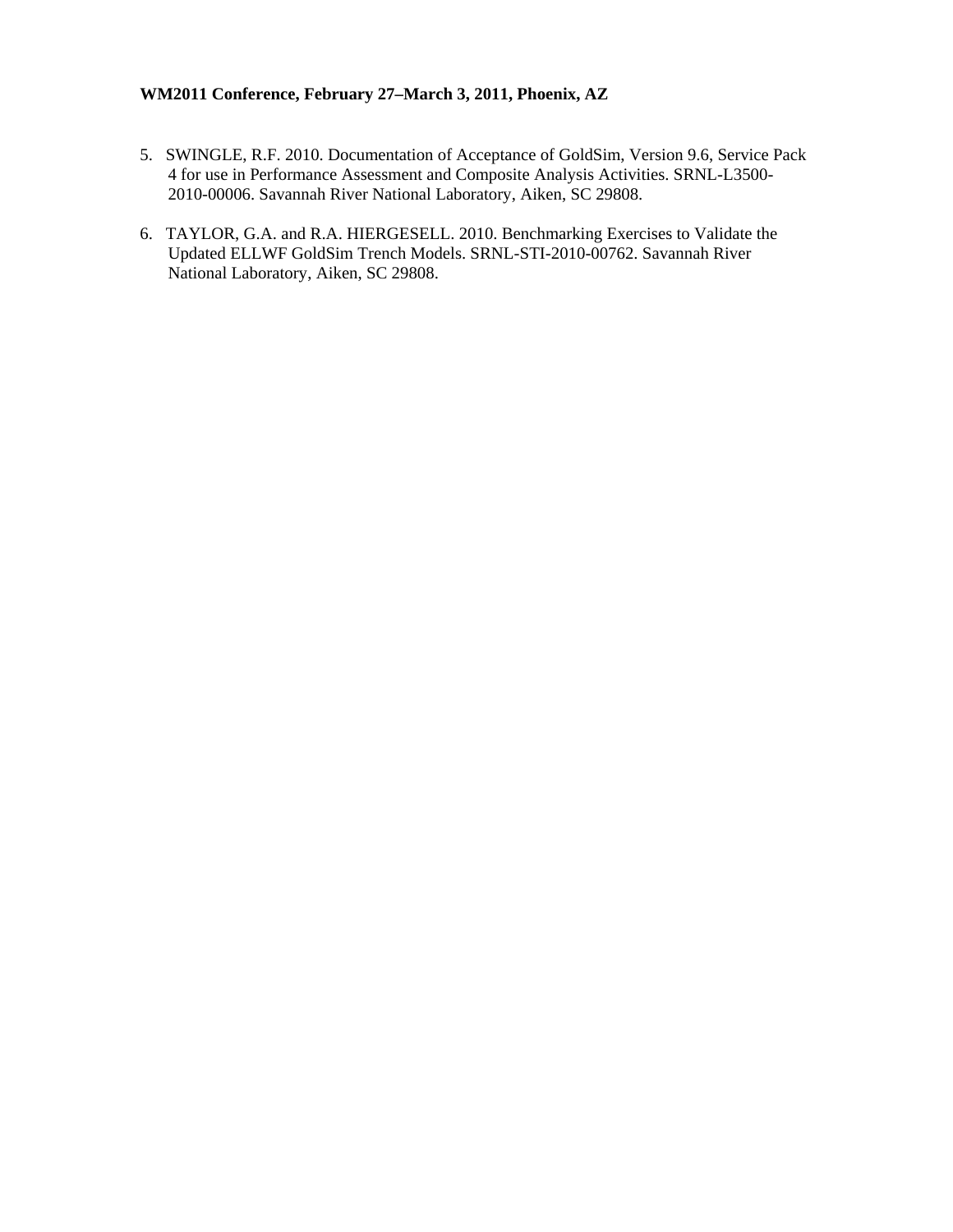5. SWINGLE, R.F. 2010. Documentation of Acceptance of GoldSim, Version 9.6, Service Pack 4 for use in Performance Assessment and Composite Analysis Activities. SRNL-L3500-2010-00006. Savannah River National Laboratory, Aiken, SC 29808.

6. TAYLOR, G.A. and R.A. HIERGESELL. 2010. Benchmarking Exercises to Validate the Updated ELLWF GoldSim Trench Models. SRNL-STI-2010-00762. Savannah River National Laboratory, Aiken, SC 29808.